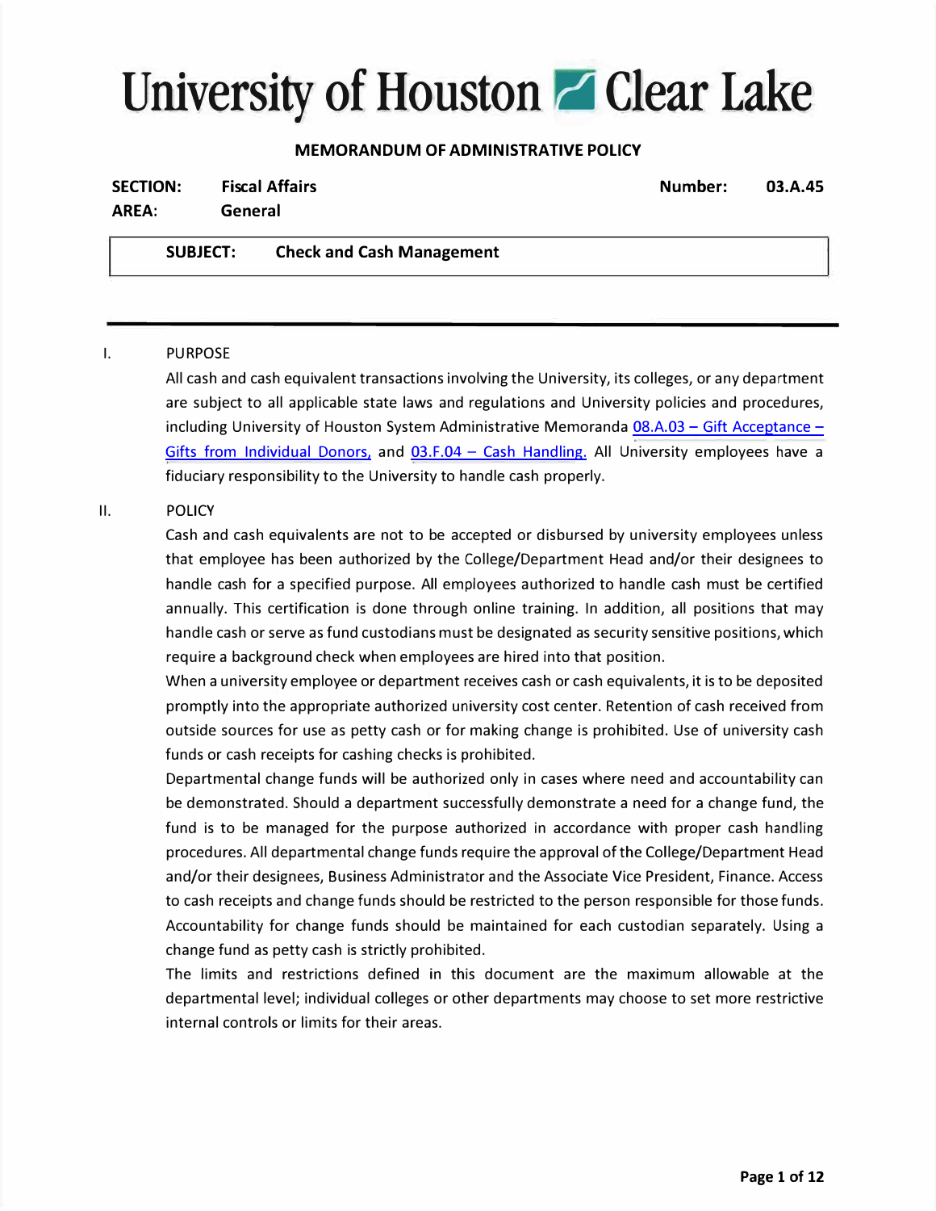# University of Houston Clear Lake

**MEMORANDUM OF ADMINISTRATIVE POLICY**

**SECTION:** Fiscal Affairs **Number:** 03.A.45

**AREA:** General

**SUBJECT: Check and Cash Management**

---

I. PURPOSE

All cash and cash equivalent transactions involving the University, its colleges, or any department are subject to all applicable state laws and regulations and University policies and procedures, including University of Houston System Administrative Memoranda 08.A.03 – Gift Acceptance – Gifts from Individual Donors, and 03.F.04 – Cash Handling. All University employees have a fiduciary responsibility to the University to handle cash properly.

II. POLICY

Cash and cash equivalents are not to be accepted or disbursed by university employees unless that employee has been authorized by the College/Department Head and/or their designees to handle cash for a specified purpose. All employees authorized to handle cash must be certified annually. This certification is done through online training. In addition, all positions that may handle cash or serve as fund custodians must be designated as security sensitive positions, which require a background check when employees are hired into that position.

When a university employee or department receives cash or cash equivalents, it is to be deposited promptly into the appropriate authorized university cost center. Retention of cash received from outside sources for use as petty cash or for making change is prohibited. Use of university cash funds or cash receipts for cashing checks is prohibited.

Departmental change funds will be authorized only in cases where need and accountability can be demonstrated. Should a department successfully demonstrate a need for a change fund, the fund is to be managed for the purpose authorized in accordance with proper cash handling procedures. All departmental change funds require the approval of the College/Department Head and/or their designees, Business Administrator and the Associate Vice President, Finance. Access to cash receipts and change funds should be restricted to the person responsible for those funds. Accountability for change funds should be maintained for each custodian separately. Using a change fund as petty cash is strictly prohibited.

The limits and restrictions defined in this document are the maximum allowable at the departmental level; individual colleges or other departments may choose to set more restrictive internal controls or limits for their areas.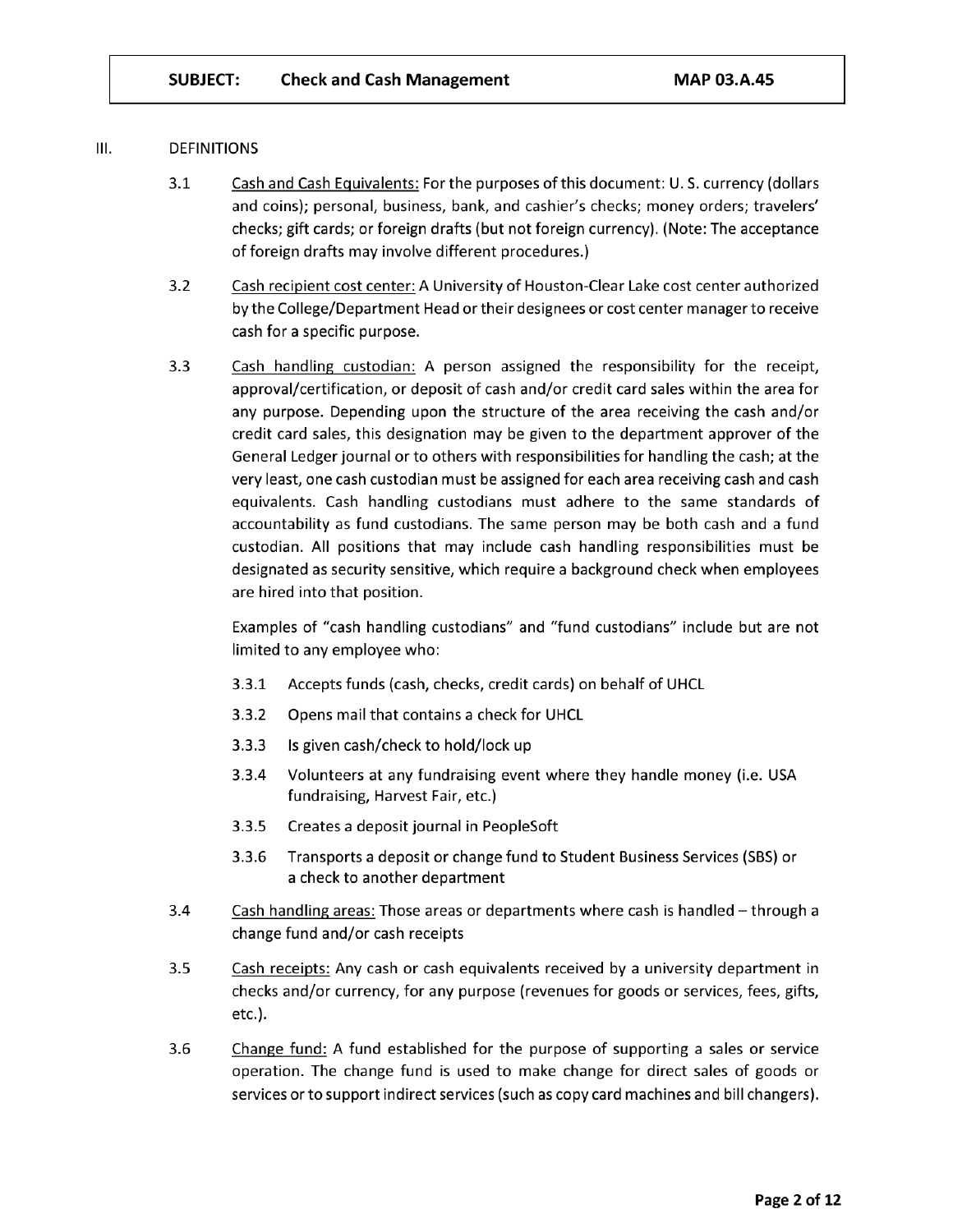## III. DEFINITIONS

3.1 Cash and Cash Equivalents: For the purposes of this document: U. S. currency (dollars and coins); personal, business, bank, and cashier's checks; money orders; travelers' checks; gift cards; or foreign drafts (but not foreign currency). (Note: The acceptance of foreign drafts may involve different procedures.)

3.2 Cash recipient cost center: A University of Houston-Clear Lake cost center authorized by the College/Department Head or their designees or cost center manager to receive cash for a specific purpose.

3.3 Cash handling custodian: A person assigned the responsibility for the receipt, approval/certification, or deposit of cash and/or credit card sales within the area for any purpose. Depending upon the structure of the area receiving the cash and/or credit card sales, this designation may be given to the department approver of the General Ledger journal or to others with responsibilities for handling the cash; at the very least, one cash custodian must be assigned for each area receiving cash and cash equivalents. Cash handling custodians must adhere to the same standards of accountability as fund custodians. The same person may be both cash and a fund custodian. All positions that may include cash handling responsibilities must be designated as security sensitive, which require a background check when employees are hired into that position.

Examples of "cash handling custodians" and "fund custodians" include but are not limited to any employee who:

- 3.3.1 Accepts funds (cash, checks, credit cards) on behalf of UHCL
- 3.3.2 Opens mail that contains a check for UHCL
- 3.3.3 Is given cash/check to hold/lock up
- 3.3.4 Volunteers at any fundraising event where they handle money (i.e. USA fundraising, Harvest Fair, etc.)
- 3.3.5 Creates a deposit journal in PeopleSoft
- 3.3.6 Transports a deposit or change fund to Student Business Services (SBS) or a check to another department

3.4 Cash handling areas: Those areas or departments where cash is handled – through a change fund and/or cash receipts

3.5 Cash receipts: Any cash or cash equivalents received by a university department in checks and/or currency, for any purpose (revenues for goods or services, fees, gifts, etc.).

3.6 Change fund: A fund established for the purpose of supporting a sales or service operation. The change fund is used to make change for direct sales of goods or services or to support indirect services (such as copy card machines and bill changers).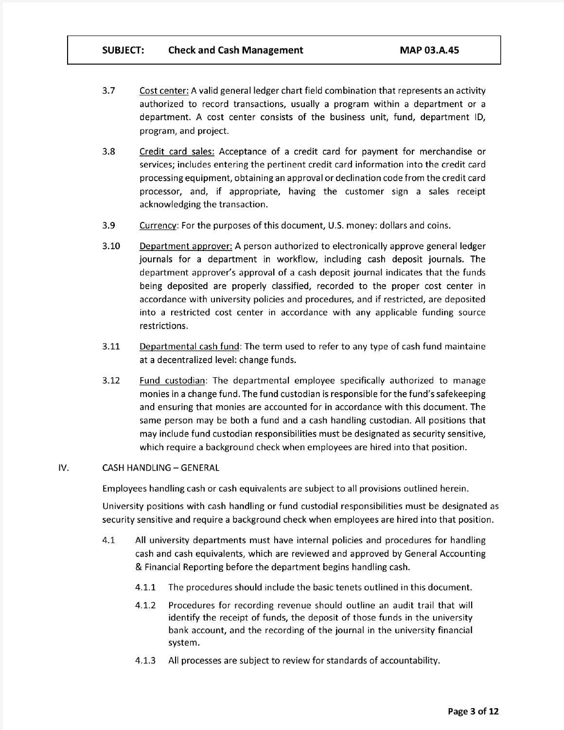3.7 Cost center: A valid general ledger chart field combination that represents an activity authorized to record transactions, usually a program within a department or a department. A cost center consists of the business unit, fund, department ID, program, and project.

3.8 Credit card sales: Acceptance of a credit card for payment for merchandise or services; includes entering the pertinent credit card information into the credit card processing equipment, obtaining an approval or declination code from the credit card processor, and, if appropriate, having the customer sign a sales receipt acknowledging the transaction.

3.9 Currency: For the purposes of this document, U.S. money: dollars and coins.

3.10 Department approver: A person authorized to electronically approve general ledger journals for a department in workflow, including cash deposit journals. The department approver's approval of a cash deposit journal indicates that the funds being deposited are properly classified, recorded to the proper cost center in accordance with university policies and procedures, and if restricted, are deposited into a restricted cost center in accordance with any applicable funding source restrictions.

3.11 Departmental cash fund: The term used to refer to any type of cash fund maintaine at a decentralized level: change funds.

3.12 Fund custodian: The departmental employee specifically authorized to manage monies in a change fund. The fund custodian is responsible for the fund's safekeeping and ensuring that monies are accounted for in accordance with this document. The same person may be both a fund and a cash handling custodian. All positions that may include fund custodian responsibilities must be designated as security sensitive, which require a background check when employees are hired into that position.

## IV. CASH HANDLING – GENERAL

Employees handling cash or cash equivalents are subject to all provisions outlined herein.

University positions with cash handling or fund custodial responsibilities must be designated as security sensitive and require a background check when employees are hired into that position.

4.1 All university departments must have internal policies and procedures for handling cash and cash equivalents, which are reviewed and approved by General Accounting & Financial Reporting before the department begins handling cash.

4.1.1 The procedures should include the basic tenets outlined in this document.

4.1.2 Procedures for recording revenue should outline an audit trail that will identify the receipt of funds, the deposit of those funds in the university bank account, and the recording of the journal in the university financial system.

4.1.3 All processes are subject to review for standards of accountability.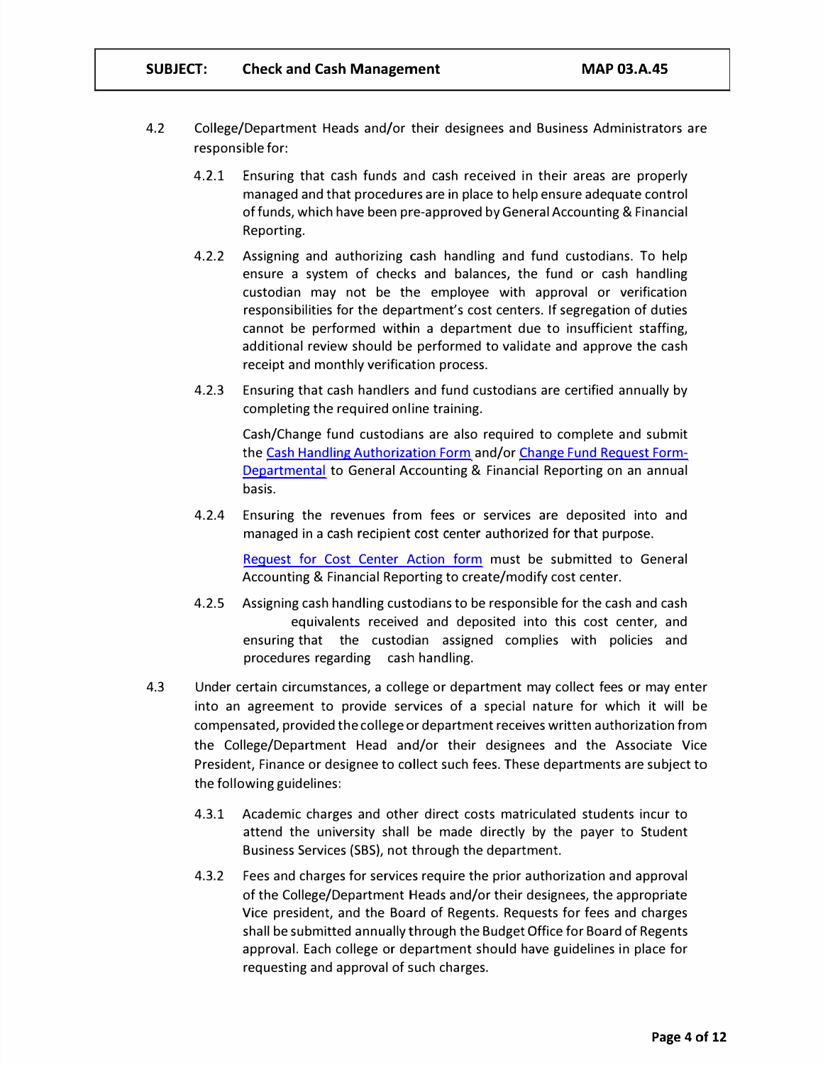4.2 College/Department Heads and/or their designees and Business Administrators are responsible for:

4.2.1 Ensuring that cash funds and cash received in their areas are properly managed and that procedures are in place to help ensure adequate control of funds, which have been pre-approved by General Accounting & Financial Reporting.

4.2.2 Assigning and authorizing cash handling and fund custodians. To help ensure a system of checks and balances, the fund or cash handling custodian may not be the employee with approval or verification responsibilities for the department's cost centers. If segregation of duties cannot be performed within a department due to insufficient staffing, additional review should be performed to validate and approve the cash receipt and monthly verification process.

4.2.3 Ensuring that cash handlers and fund custodians are certified annually by completing the required online training.

Cash/Change fund custodians are also required to complete and submit the Cash Handling Authorization Form and/or Change Fund Request Form-Departmental to General Accounting & Financial Reporting on an annual basis.

4.2.4 Ensuring the revenues from fees or services are deposited into and managed in a cash recipient cost center authorized for that purpose.

Request for Cost Center Action form must be submitted to General Accounting & Financial Reporting to create/modify cost center.

4.2.5 Assigning cash handling custodians to be responsible for the cash and cash equivalents received and deposited into this cost center, and ensuring that the custodian assigned complies with policies and procedures regarding cash handling.

4.3 Under certain circumstances, a college or department may collect fees or may enter into an agreement to provide services of a special nature for which it will be compensated, provided the college or department receives written authorization from the College/Department Head and/or their designees and the Associate Vice President, Finance or designee to collect such fees. These departments are subject to the following guidelines:

4.3.1 Academic charges and other direct costs matriculated students incur to attend the university shall be made directly by the payer to Student Business Services (SBS), not through the department.

4.3.2 Fees and charges for services require the prior authorization and approval of the College/Department Heads and/or their designees, the appropriate Vice president, and the Board of Regents. Requests for fees and charges shall be submitted annually through the Budget Office for Board of Regents approval. Each college or department should have guidelines in place for requesting and approval of such charges.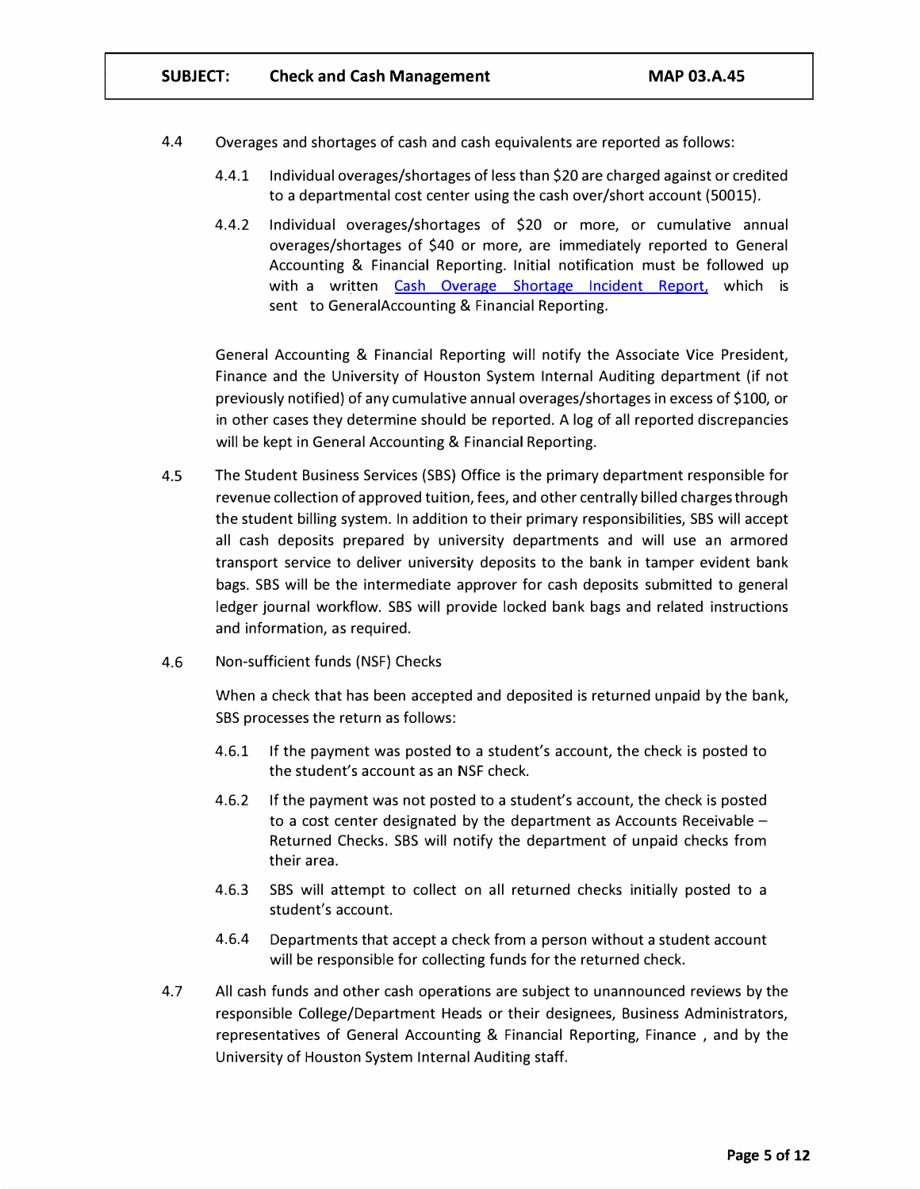4.4 Overages and shortages of cash and cash equivalents are reported as follows:

4.4.1 Individual overages/shortages of less than $20 are charged against or credited to a departmental cost center using the cash over/short account (50015).

4.4.2 Individual overages/shortages of $20 or more, or cumulative annual overages/shortages of $40 or more, are immediately reported to General Accounting & Financial Reporting. Initial notification must be followed up with a written [Cash Overage Shortage Incident Report,] which is sent to GeneralAccounting & Financial Reporting.

General Accounting & Financial Reporting will notify the Associate Vice President, Finance and the University of Houston System Internal Auditing department (if not previously notified) of any cumulative annual overages/shortages in excess of $100, or in other cases they determine should be reported. A log of all reported discrepancies will be kept in General Accounting & Financial Reporting.

4.5 The Student Business Services (SBS) Office is the primary department responsible for revenue collection of approved tuition, fees, and other centrally billed charges through the student billing system. In addition to their primary responsibilities, SBS will accept all cash deposits prepared by university departments and will use an armored transport service to deliver university deposits to the bank in tamper evident bank bags. SBS will be the intermediate approver for cash deposits submitted to general ledger journal workflow. SBS will provide locked bank bags and related instructions and information, as required.

4.6 Non-sufficient funds (NSF) Checks

When a check that has been accepted and deposited is returned unpaid by the bank, SBS processes the return as follows:

4.6.1 If the payment was posted to a student's account, the check is posted to the student's account as an NSF check.

4.6.2 If the payment was not posted to a student's account, the check is posted to a cost center designated by the department as Accounts Receivable – Returned Checks. SBS will notify the department of unpaid checks from their area.

4.6.3 SBS will attempt to collect on all returned checks initially posted to a student's account.

4.6.4 Departments that accept a check from a person without a student account will be responsible for collecting funds for the returned check.

4.7 All cash funds and other cash operations are subject to unannounced reviews by the responsible College/Department Heads or their designees, Business Administrators, representatives of General Accounting & Financial Reporting, Finance , and by the University of Houston System Internal Auditing staff.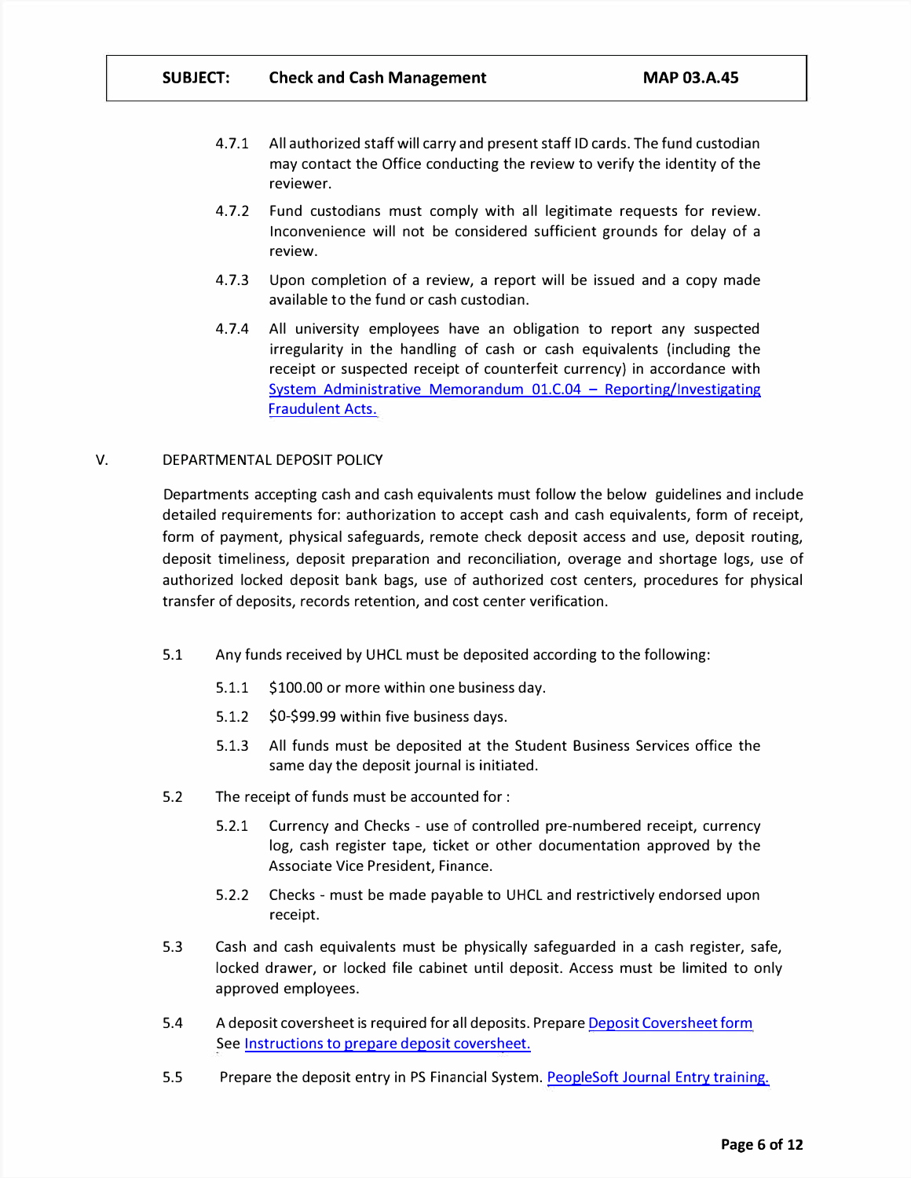4.7.1 All authorized staff will carry and present staff ID cards. The fund custodian may contact the Office conducting the review to verify the identity of the reviewer.

4.7.2 Fund custodians must comply with all legitimate requests for review. Inconvenience will not be considered sufficient grounds for delay of a review.

4.7.3 Upon completion of a review, a report will be issued and a copy made available to the fund or cash custodian.

4.7.4 All university employees have an obligation to report any suspected irregularity in the handling of cash or cash equivalents (including the receipt or suspected receipt of counterfeit currency) in accordance with System Administrative Memorandum 01.C.04 – Reporting/Investigating Fraudulent Acts.

## V. DEPARTMENTAL DEPOSIT POLICY

Departments accepting cash and cash equivalents must follow the below guidelines and include detailed requirements for: authorization to accept cash and cash equivalents, form of receipt, form of payment, physical safeguards, remote check deposit access and use, deposit routing, deposit timeliness, deposit preparation and reconciliation, overage and shortage logs, use of authorized locked deposit bank bags, use of authorized cost centers, procedures for physical transfer of deposits, records retention, and cost center verification.

5.1 Any funds received by UHCL must be deposited according to the following:

5.1.1 $100.00 or more within one business day.

5.1.2 $0-$99.99 within five business days.

5.1.3 All funds must be deposited at the Student Business Services office the same day the deposit journal is initiated.

5.2 The receipt of funds must be accounted for :

5.2.1 Currency and Checks - use of controlled pre-numbered receipt, currency log, cash register tape, ticket or other documentation approved by the Associate Vice President, Finance.

5.2.2 Checks - must be made payable to UHCL and restrictively endorsed upon receipt.

5.3 Cash and cash equivalents must be physically safeguarded in a cash register, safe, locked drawer, or locked file cabinet until deposit. Access must be limited to only approved employees.

5.4 A deposit coversheet is required for all deposits. Prepare Deposit Coversheet form See Instructions to prepare deposit coversheet.

5.5 Prepare the deposit entry in PS Financial System. PeopleSoft Journal Entry training.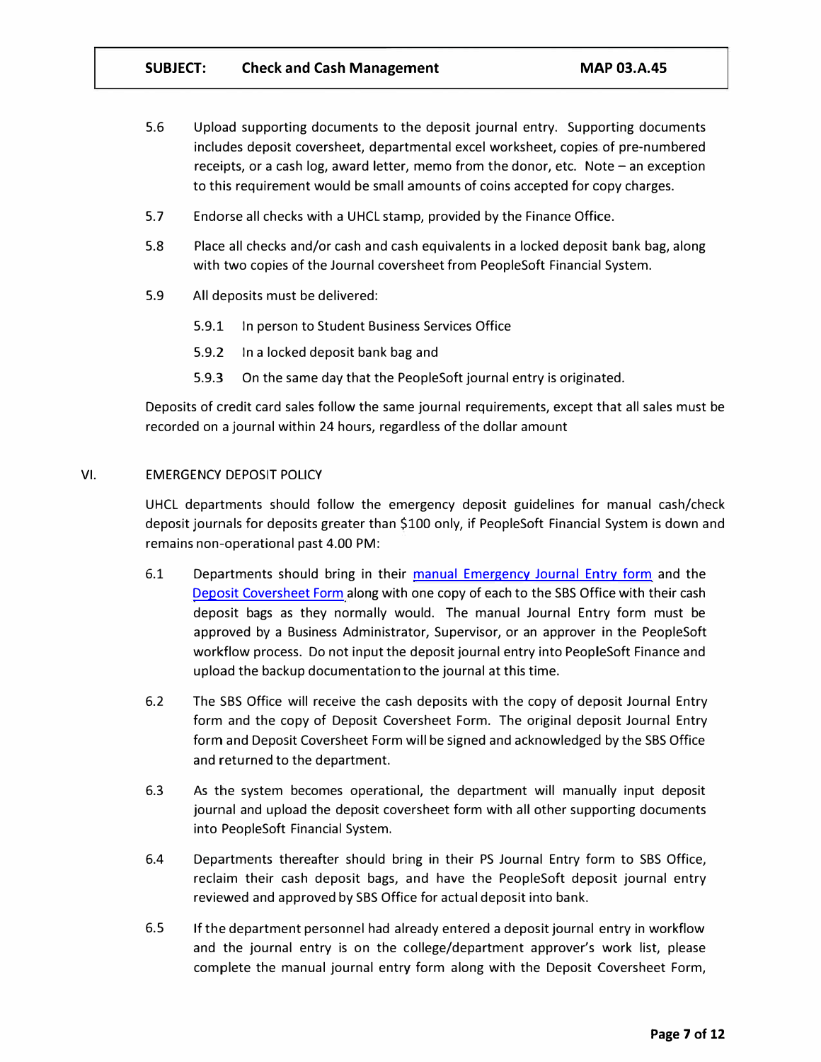5.6 Upload supporting documents to the deposit journal entry. Supporting documents includes deposit coversheet, departmental excel worksheet, copies of pre-numbered receipts, or a cash log, award letter, memo from the donor, etc. Note – an exception to this requirement would be small amounts of coins accepted for copy charges.

5.7 Endorse all checks with a UHCL stamp, provided by the Finance Office.

5.8 Place all checks and/or cash and cash equivalents in a locked deposit bank bag, along with two copies of the Journal coversheet from PeopleSoft Financial System.

5.9 All deposits must be delivered:

- 5.9.1 In person to Student Business Services Office
- 5.9.2 In a locked deposit bank bag and
- 5.9.3 On the same day that the PeopleSoft journal entry is originated.

Deposits of credit card sales follow the same journal requirements, except that all sales must be recorded on a journal within 24 hours, regardless of the dollar amount

## VI. EMERGENCY DEPOSIT POLICY

UHCL departments should follow the emergency deposit guidelines for manual cash/check deposit journals for deposits greater than $100 only, if PeopleSoft Financial System is down and remains non-operational past 4.00 PM:

6.1 Departments should bring in their manual Emergency Journal Entry form and the Deposit Coversheet Form along with one copy of each to the SBS Office with their cash deposit bags as they normally would. The manual Journal Entry form must be approved by a Business Administrator, Supervisor, or an approver in the PeopleSoft workflow process. Do not input the deposit journal entry into PeopleSoft Finance and upload the backup documentation to the journal at this time.

6.2 The SBS Office will receive the cash deposits with the copy of deposit Journal Entry form and the copy of Deposit Coversheet Form. The original deposit Journal Entry form and Deposit Coversheet Form will be signed and acknowledged by the SBS Office and returned to the department.

6.3 As the system becomes operational, the department will manually input deposit journal and upload the deposit coversheet form with all other supporting documents into PeopleSoft Financial System.

6.4 Departments thereafter should bring in their PS Journal Entry form to SBS Office, reclaim their cash deposit bags, and have the PeopleSoft deposit journal entry reviewed and approved by SBS Office for actual deposit into bank.

6.5 If the department personnel had already entered a deposit journal entry in workflow and the journal entry is on the college/department approver's work list, please complete the manual journal entry form along with the Deposit Coversheet Form,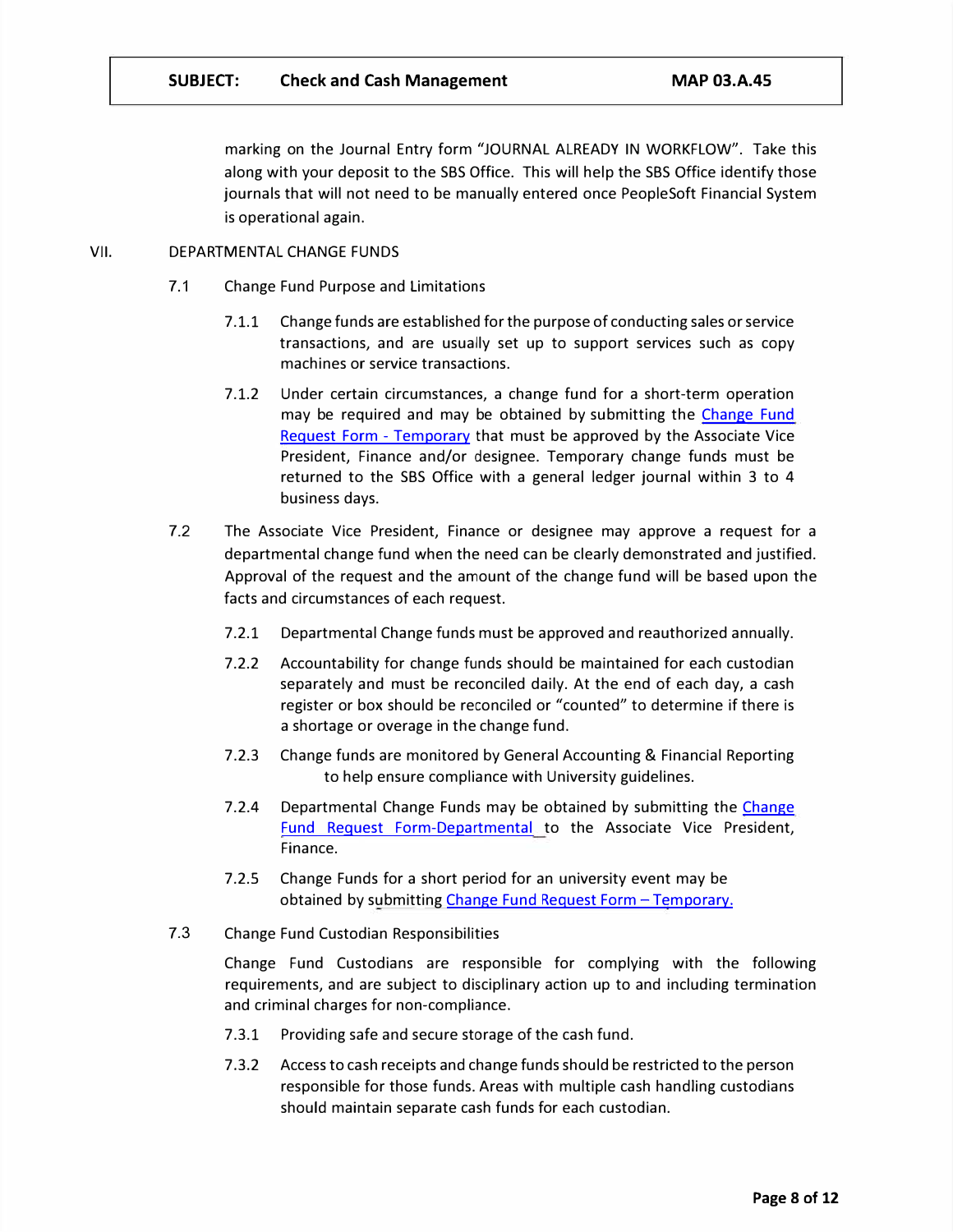marking on the Journal Entry form "JOURNAL ALREADY IN WORKFLOW". Take this along with your deposit to the SBS Office. This will help the SBS Office identify those journals that will not need to be manually entered once PeopleSoft Financial System is operational again.

## VII. DEPARTMENTAL CHANGE FUNDS

### 7.1 Change Fund Purpose and Limitations

7.1.1 Change funds are established for the purpose of conducting sales or service transactions, and are usually set up to support services such as copy machines or service transactions.

7.1.2 Under certain circumstances, a change fund for a short-term operation may be required and may be obtained by submitting the Change Fund Request Form - Temporary that must be approved by the Associate Vice President, Finance and/or designee. Temporary change funds must be returned to the SBS Office with a general ledger journal within 3 to 4 business days.

### 7.2 The Associate Vice President, Finance or designee may approve a request for a departmental change fund when the need can be clearly demonstrated and justified. Approval of the request and the amount of the change fund will be based upon the facts and circumstances of each request.

7.2.1 Departmental Change funds must be approved and reauthorized annually.

7.2.2 Accountability for change funds should be maintained for each custodian separately and must be reconciled daily. At the end of each day, a cash register or box should be reconciled or "counted" to determine if there is a shortage or overage in the change fund.

7.2.3 Change funds are monitored by General Accounting & Financial Reporting to help ensure compliance with University guidelines.

7.2.4 Departmental Change Funds may be obtained by submitting the Change Fund Request Form-Departmental to the Associate Vice President, Finance.

7.2.5 Change Funds for a short period for an university event may be obtained by submitting Change Fund Request Form – Temporary.

### 7.3 Change Fund Custodian Responsibilities

Change Fund Custodians are responsible for complying with the following requirements, and are subject to disciplinary action up to and including termination and criminal charges for non-compliance.

7.3.1 Providing safe and secure storage of the cash fund.

7.3.2 Access to cash receipts and change funds should be restricted to the person responsible for those funds. Areas with multiple cash handling custodians should maintain separate cash funds for each custodian.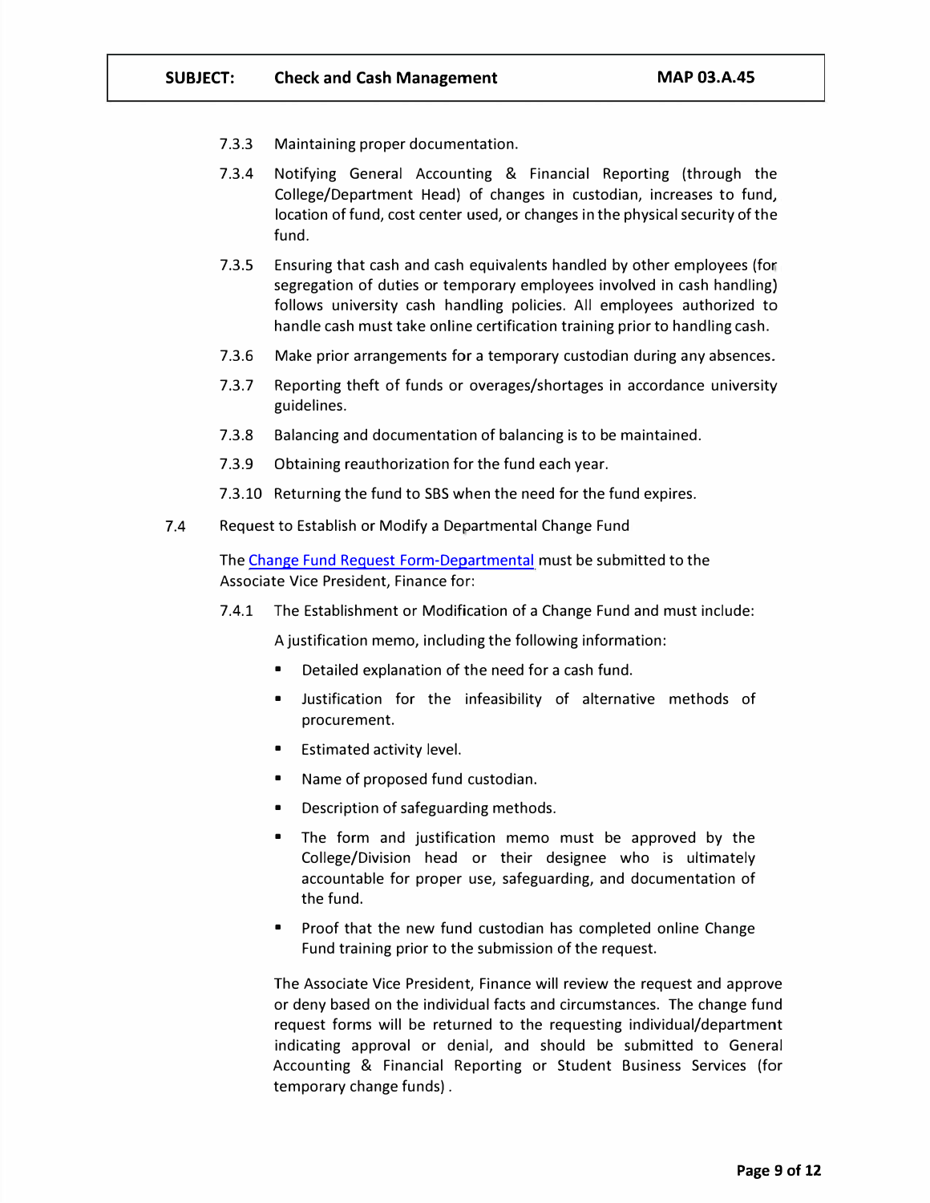7.3.3 Maintaining proper documentation.

7.3.4 Notifying General Accounting & Financial Reporting (through the College/Department Head) of changes in custodian, increases to fund, location of fund, cost center used, or changes in the physical security of the fund.

7.3.5 Ensuring that cash and cash equivalents handled by other employees (for segregation of duties or temporary employees involved in cash handling) follows university cash handling policies. All employees authorized to handle cash must take online certification training prior to handling cash.

7.3.6 Make prior arrangements for a temporary custodian during any absences.

7.3.7 Reporting theft of funds or overages/shortages in accordance university guidelines.

7.3.8 Balancing and documentation of balancing is to be maintained.

7.3.9 Obtaining reauthorization for the fund each year.

7.3.10 Returning the fund to SBS when the need for the fund expires.

7.4 Request to Establish or Modify a Departmental Change Fund

The Change Fund Request Form-Departmental must be submitted to the Associate Vice President, Finance for:

7.4.1 The Establishment or Modification of a Change Fund and must include:

A justification memo, including the following information:

- Detailed explanation of the need for a cash fund.
- Justification for the infeasibility of alternative methods of procurement.
- Estimated activity level.
- Name of proposed fund custodian.
- Description of safeguarding methods.
- The form and justification memo must be approved by the College/Division head or their designee who is ultimately accountable for proper use, safeguarding, and documentation of the fund.
- Proof that the new fund custodian has completed online Change Fund training prior to the submission of the request.

The Associate Vice President, Finance will review the request and approve or deny based on the individual facts and circumstances. The change fund request forms will be returned to the requesting individual/department indicating approval or denial, and should be submitted to General Accounting & Financial Reporting or Student Business Services (for temporary change funds) .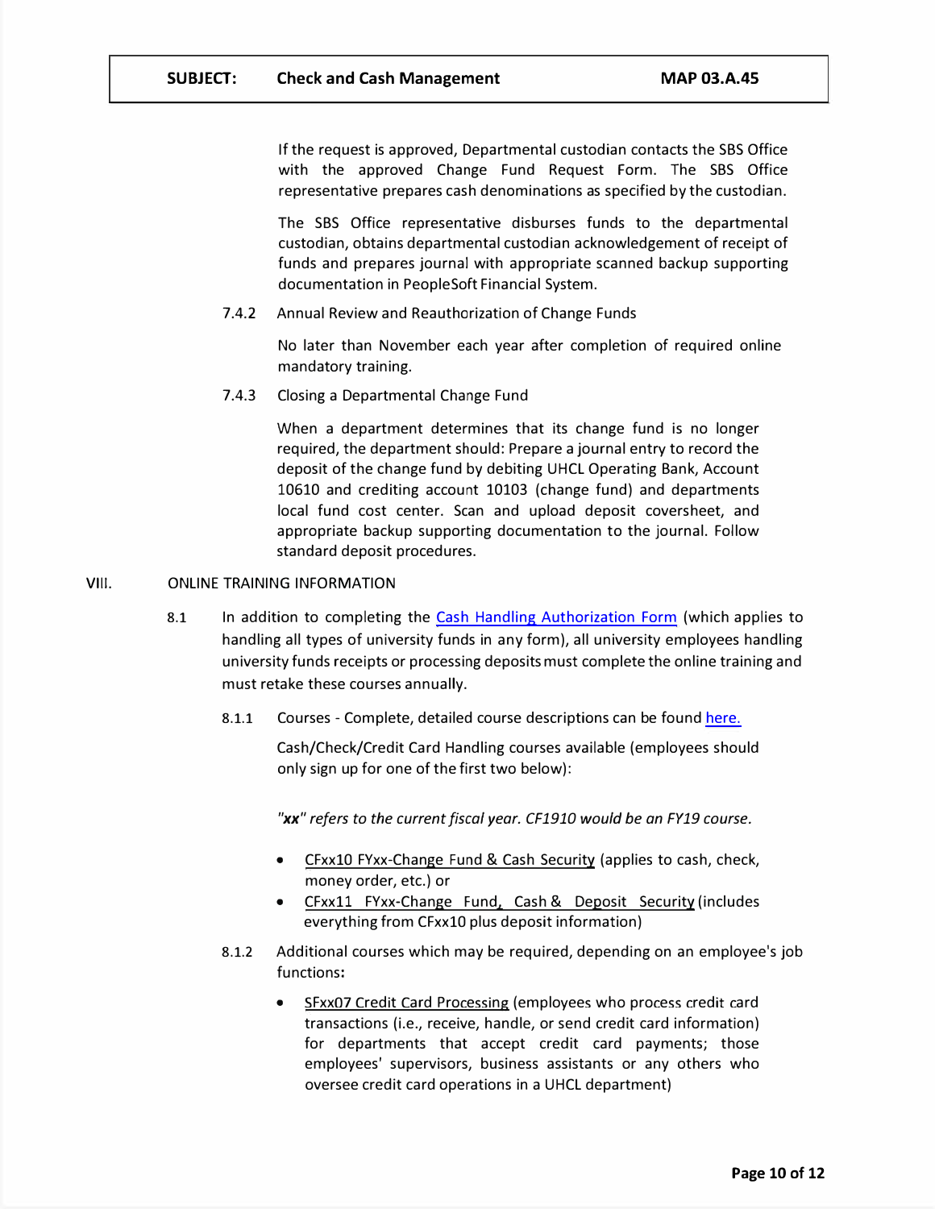If the request is approved, Departmental custodian contacts the SBS Office with the approved Change Fund Request Form. The SBS Office representative prepares cash denominations as specified by the custodian.

The SBS Office representative disburses funds to the departmental custodian, obtains departmental custodian acknowledgement of receipt of funds and prepares journal with appropriate scanned backup supporting documentation in PeopleSoft Financial System.

7.4.2 Annual Review and Reauthorization of Change Funds

No later than November each year after completion of required online mandatory training.

7.4.3 Closing a Departmental Change Fund

When a department determines that its change fund is no longer required, the department should: Prepare a journal entry to record the deposit of the change fund by debiting UHCL Operating Bank, Account 10610 and crediting account 10103 (change fund) and departments local fund cost center. Scan and upload deposit coversheet, and appropriate backup supporting documentation to the journal. Follow standard deposit procedures.

## VIII. ONLINE TRAINING INFORMATION

8.1 In addition to completing the Cash Handling Authorization Form (which applies to handling all types of university funds in any form), all university employees handling university funds receipts or processing deposits must complete the online training and must retake these courses annually.

8.1.1 Courses - Complete, detailed course descriptions can be found here.

Cash/Check/Credit Card Handling courses available (employees should only sign up for one of the first two below):

*"**xx**" refers to the current fiscal year. CF1910 would be an FY19 course.*

- CFxx10 FYxx-Change Fund & Cash Security (applies to cash, check, money order, etc.) or
- CFxx11 FYxx-Change Fund, Cash & Deposit Security (includes everything from CFxx10 plus deposit information)

8.1.2 Additional courses which may be required, depending on an employee's job functions**:**

- SFxx07 Credit Card Processing (employees who process credit card transactions (i.e., receive, handle, or send credit card information) for departments that accept credit card payments; those employees' supervisors, business assistants or any others who oversee credit card operations in a UHCL department)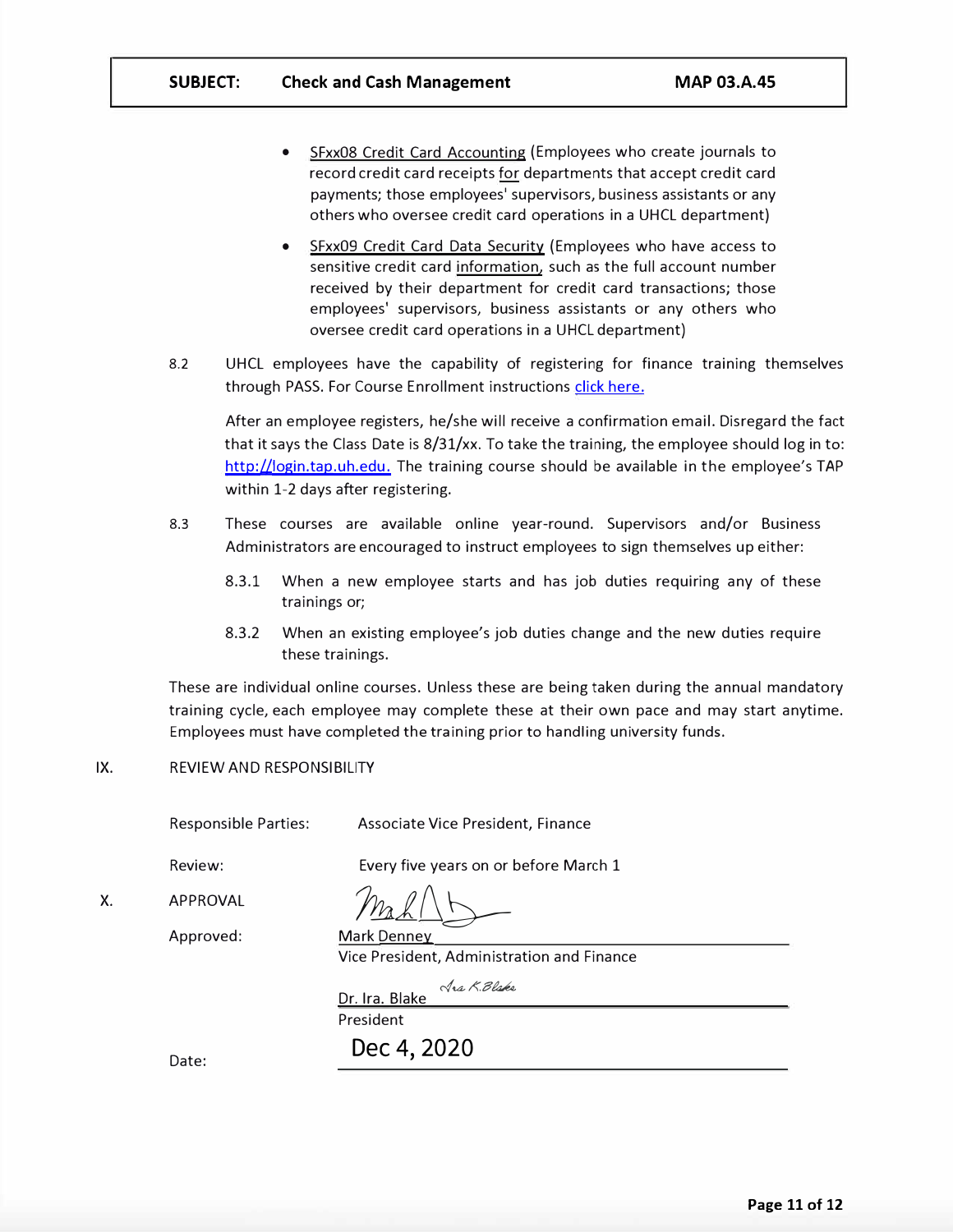- SFxx08 Credit Card Accounting (Employees who create journals to record credit card receipts for departments that accept credit card payments; those employees' supervisors, business assistants or any others who oversee credit card operations in a UHCL department)
- SFxx09 Credit Card Data Security (Employees who have access to sensitive credit card information, such as the full account number received by their department for credit card transactions; those employees' supervisors, business assistants or any others who oversee credit card operations in a UHCL department)

8.2 UHCL employees have the capability of registering for finance training themselves through PASS. For Course Enrollment instructions click here.

After an employee registers, he/she will receive a confirmation email. Disregard the fact that it says the Class Date is 8/31/xx. To take the training, the employee should log in to: http://login.tap.uh.edu. The training course should be available in the employee's TAP within 1-2 days after registering.

8.3 These courses are available online year-round. Supervisors and/or Business Administrators are encouraged to instruct employees to sign themselves up either:

8.3.1 When a new employee starts and has job duties requiring any of these trainings or;

8.3.2 When an existing employee's job duties change and the new duties require these trainings.

These are individual online courses. Unless these are being taken during the annual mandatory training cycle, each employee may complete these at their own pace and may start anytime. Employees must have completed the training prior to handling university funds.

## IX. REVIEW AND RESPONSIBILITY

Responsible Parties: Associate Vice President, Finance

Review: Every five years on or before March 1

## X. APPROVAL

Approved:

Mark Denney
Vice President, Administration and Finance

Dr. Ira. Blake
President

Date: Dec 4, 2020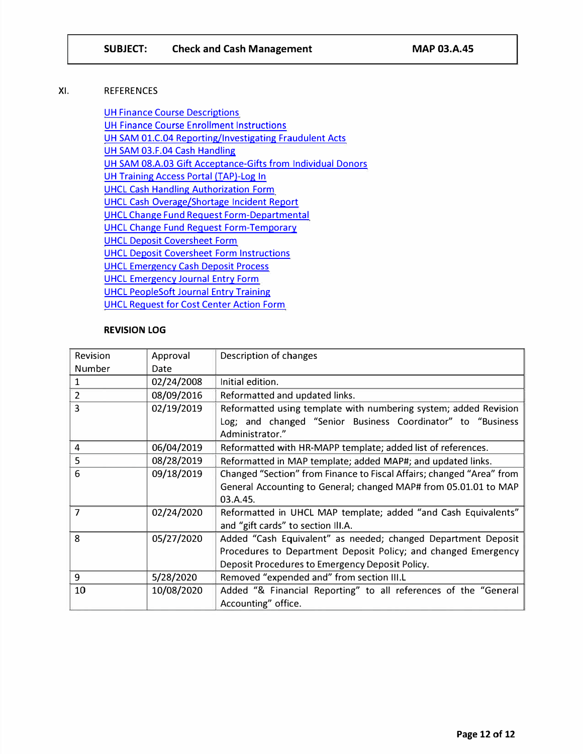## XI. REFERENCES

UH Finance Course Descriptions
UH Finance Course Enrollment Instructions
UH SAM 01.C.04 Reporting/Investigating Fraudulent Acts
UH SAM 03.F.04 Cash Handling
UH SAM 08.A.03 Gift Acceptance-Gifts from Individual Donors
UH Training Access Portal (TAP)-Log In
UHCL Cash Handling Authorization Form
UHCL Cash Overage/Shortage Incident Report
UHCL Change Fund Request Form-Departmental
UHCL Change Fund Request Form-Temporary
UHCL Deposit Coversheet Form
UHCL Deposit Coversheet Form Instructions
UHCL Emergency Cash Deposit Process
UHCL Emergency Journal Entry Form
UHCL PeopleSoft Journal Entry Training
UHCL Request for Cost Center Action Form

**REVISION LOG**

| Revision Number | Approval Date | Description of changes |
|---|---|---|
| 1 | 02/24/2008 | Initial edition. |
| 2 | 08/09/2016 | Reformatted and updated links. |
| 3 | 02/19/2019 | Reformatted using template with numbering system; added Revision Log; and changed "Senior Business Coordinator" to "Business Administrator." |
| 4 | 06/04/2019 | Reformatted with HR-MAPP template; added list of references. |
| 5 | 08/28/2019 | Reformatted in MAP template; added MAP#; and updated links. |
| 6 | 09/18/2019 | Changed "Section" from Finance to Fiscal Affairs; changed "Area" from General Accounting to General; changed MAP# from 05.01.01 to MAP 03.A.45. |
| 7 | 02/24/2020 | Reformatted in UHCL MAP template; added "and Cash Equivalents" and "gift cards" to section III.A. |
| 8 | 05/27/2020 | Added "Cash Equivalent" as needed; changed Department Deposit Procedures to Department Deposit Policy; and changed Emergency Deposit Procedures to Emergency Deposit Policy. |
| 9 | 5/28/2020 | Removed "expended and" from section III.L |
| 10 | 10/08/2020 | Added "& Financial Reporting" to all references of the "General Accounting" office. |